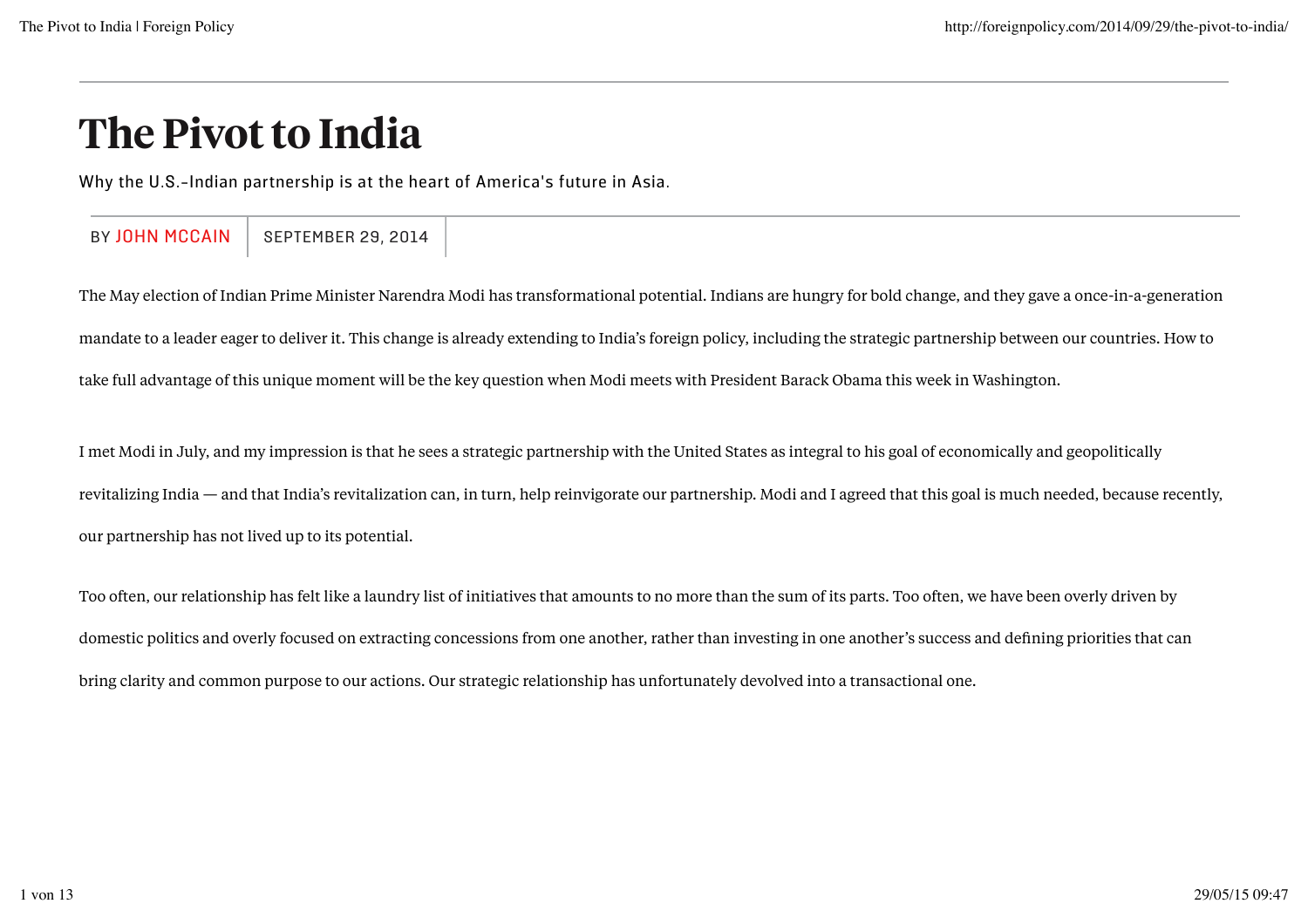# The Pivot to India

Why the U.S.-Indian partnership is at the heart of America's future in Asia.

BY JOHN MCCAIN | SEPTEMBER 29, 2014

The May election of Indian Prime Minister Narendra Modi has transformational potential. Indians are hungry for bold change, and they gave a once-in-a-generation mandate to a leader eager to deliver it. This change is already extending to India's foreign policy, including the strategic partnership between our countries. How to take full advantage of this unique moment will be the key question when Modi meets with President Barack Obama this week in Washington.

I met Modi in July, and my impression is that he sees a strategic partnership with the United States as integral to his goal of economically and geopolitically revitalizing India — and that India's revitalization can, in turn, help reinvigorate our partnership. Modi and I agreed that this goal is much needed, because recently, our partnership has not lived up to its potential.

Too often, our relationship has felt like a laundry list of initiatives that amounts to no more than the sum of its parts. Too often, we have been overly driven by domestic politics and overly focused on extracting concessions from one another, rather than investing in one another's success and defining priorities that can bring clarity and common purpose to our actions. Our strategic relationship has unfortunately devolved into a transactional one.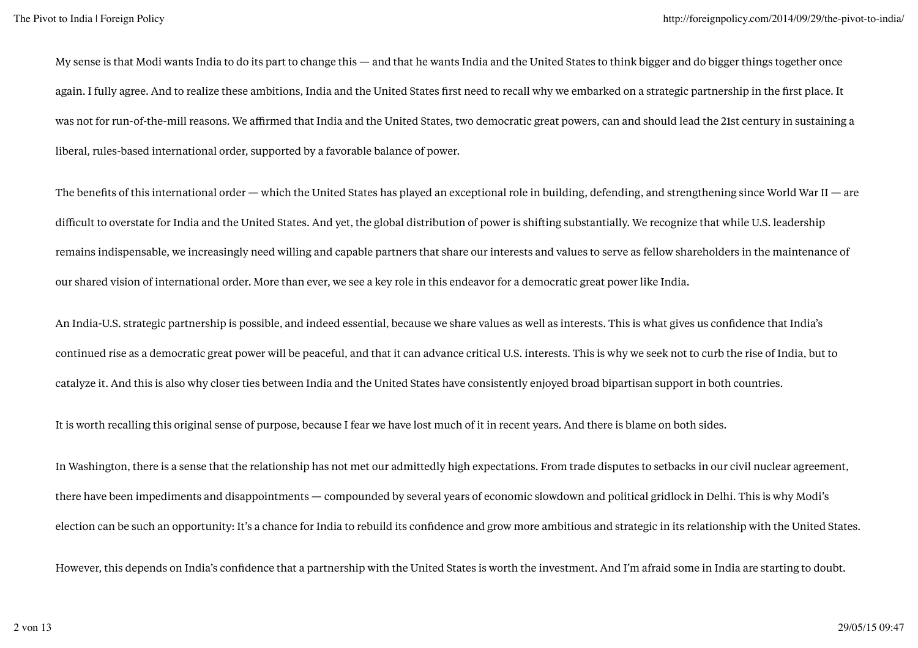My sense is that Modi wants India to do its part to change this — and that he wants India and the United States to think bigger and do bigger things together once again. I fully agree. And to realize these ambitions, India and the United States first need to recall why we embarked on a strategic partnership in the first place. It was not for run-of-the-mill reasons. We affirmed that India and the United States, two democratic great powers, can and should lead the 21st century in sustaining a liberal, rules-based international order, supported by a favorable balance of power.

The benefits of this international order — which the United States has played an exceptional role in building, defending, and strengthening since World War II — are difficult to overstate for India and the United States. And yet, the global distribution of power is shifting substantially. We recognize that while U.S. leadership remains indispensable, we increasingly need willing and capable partners that share our interests and values to serve as fellow shareholders in the maintenance of our shared vision of international order. More than ever, we see a key role in this endeavor for a democratic great power like India.

An India-U.S. strategic partnership is possible, and indeed essential, because we share values as well as interests. This is what gives us confidence that India's continued rise as a democratic great power will be peaceful, and that it can advance critical U.S. interests. This is why we seek not to curb the rise of India, but to catalyze it. And this is also why closer ties between India and the United States have consistently enjoyed broad bipartisan support in both countries.

It is worth recalling this original sense of purpose, because I fear we have lost much of it in recent years. And there is blame on both sides.

In Washington, there is a sense that the relationship has not met our admittedly high expectations. From trade disputes to setbacks in our civil nuclear agreement, there have been impediments and disappointments — compounded by several years of economic slowdown and political gridlock in Delhi. This is why Modi's election can be such an opportunity: It's a chance for India to rebuild its confidence and grow more ambitious and strategic in its relationship with the United States.

However, this depends on India's confidence that a partnership with the United States is worth the investment. And I'm afraid some in India are starting to doubt.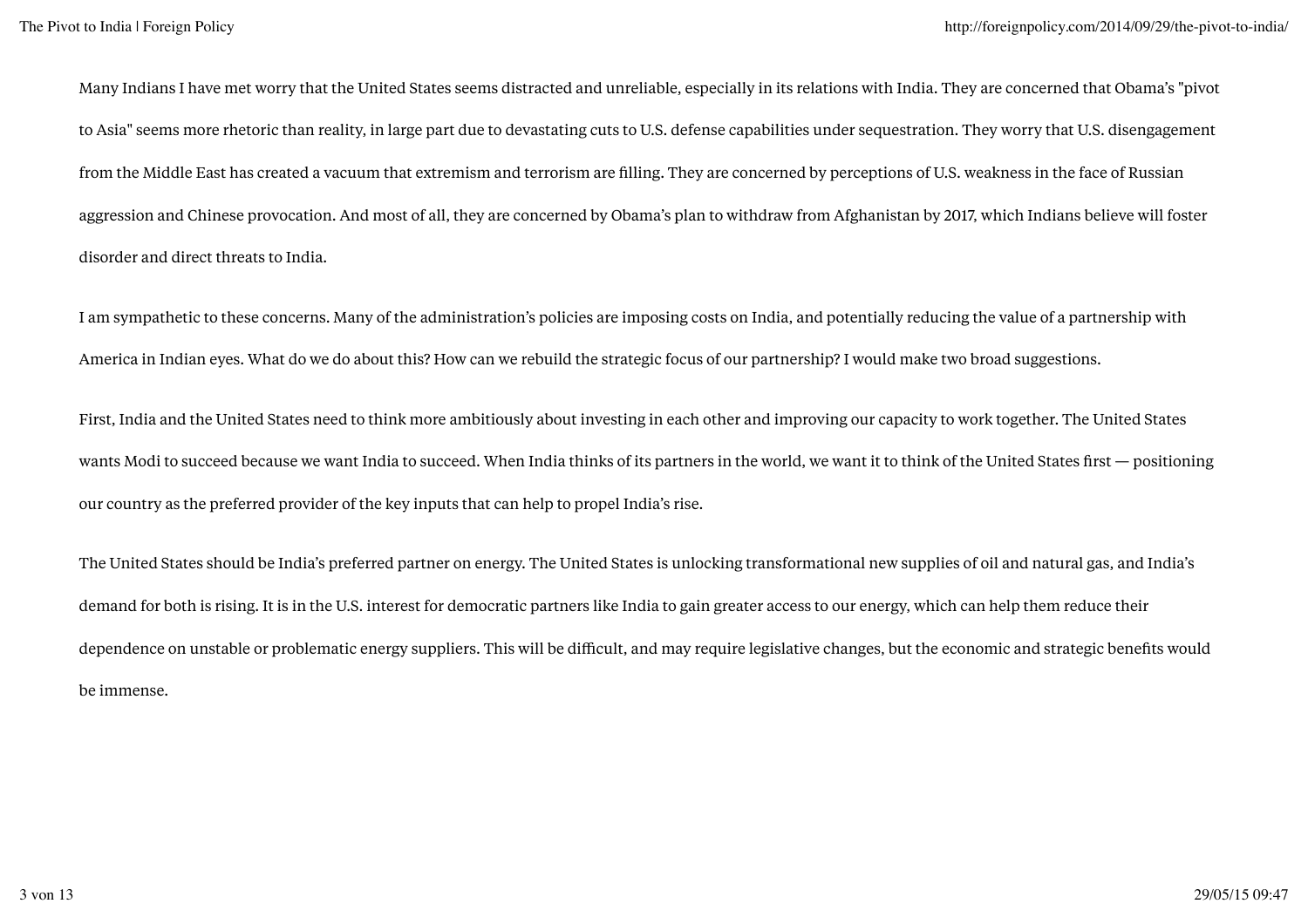Many Indians I have met worry that the United States seems distracted and unreliable, especially in its relations with India. They are concerned that Obama's "pivot to Asia" seems more rhetoric than reality, in large part due to devastating cuts to U.S. defense capabilities under sequestration. They worry that U.S. disengagement from the Middle East has created a vacuum that extremism and terrorism are filling. They are concerned by perceptions of U.S. weakness in the face of Russian aggression and Chinese provocation. And most of all, they are concerned by Obama's plan to withdraw from Afghanistan by 2017, which Indians believe will foster disorder and direct threats to India.

I am sympathetic to these concerns. Many of the administration's policies are imposing costs on India, and potentially reducing the value of a partnership with America in Indian eyes. What do we do about this? How can we rebuild the strategic focus of our partnership? I would make two broad suggestions.

First, India and the United States need to think more ambitiously about investing in each other and improving our capacity to work together. The United States wants Modi to succeed because we want India to succeed. When India thinks of its partners in the world, we want it to think of the United States first — positioning our country as the preferred provider of the key inputs that can help to propel India's rise.

The United States should be India's preferred partner on energy. The United States is unlocking transformational new supplies of oil and natural gas, and India's demand for both is rising. It is in the U.S. interest for democratic partners like India to gain greater access to our energy, which can help them reduce their dependence on unstable or problematic energy suppliers. This will be difficult, and may require legislative changes, but the economic and strategic benefits would be immense.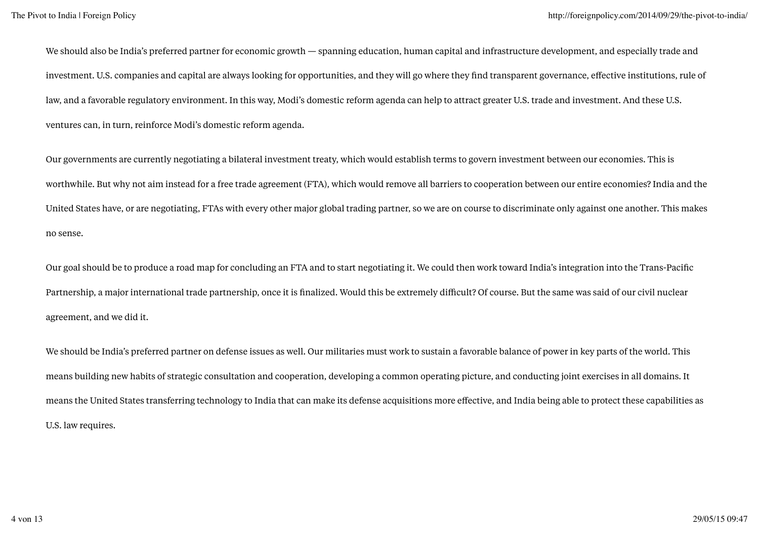We should also be India's preferred partner for economic growth — spanning education, human capital and infrastructure development, and especially trade and investment. U.S. companies and capital are always looking for opportunities, and they will go where they find transparent governance, effective institutions, rule of law, and a favorable regulatory environment. In this way, Modi's domestic reform agenda can help to attract greater U.S. trade and investment. And these U.S. ventures can, in turn, reinforce Modi's domestic reform agenda.

Our governments are currently negotiating a bilateral investment treaty, which would establish terms to govern investment between our economies. This is worthwhile. But why not aim instead for a free trade agreement (FTA), which would remove all barriers to cooperation between our entire economies? India and the United States have, or are negotiating, FTAs with every other major global trading partner, so we are on course to discriminate only against one another. This makes no sense.

Our goal should be to produce a road map for concluding an FTA and to start negotiating it. We could then work toward India's integration into the Trans-Pacific Partnership, a major international trade partnership, once it is finalized. Would this be extremely difficult? Of course. But the same was said of our civil nuclear agreement, and we did it.

We should be India's preferred partner on defense issues as well. Our militaries must work to sustain a favorable balance of power in key parts of the world. This means building new habits of strategic consultation and cooperation, developing a common operating picture, and conducting joint exercises in all domains. It means the United States transferring technology to India that can make its defense acquisitions more effective, and India being able to protect these capabilities as U.S. law requires.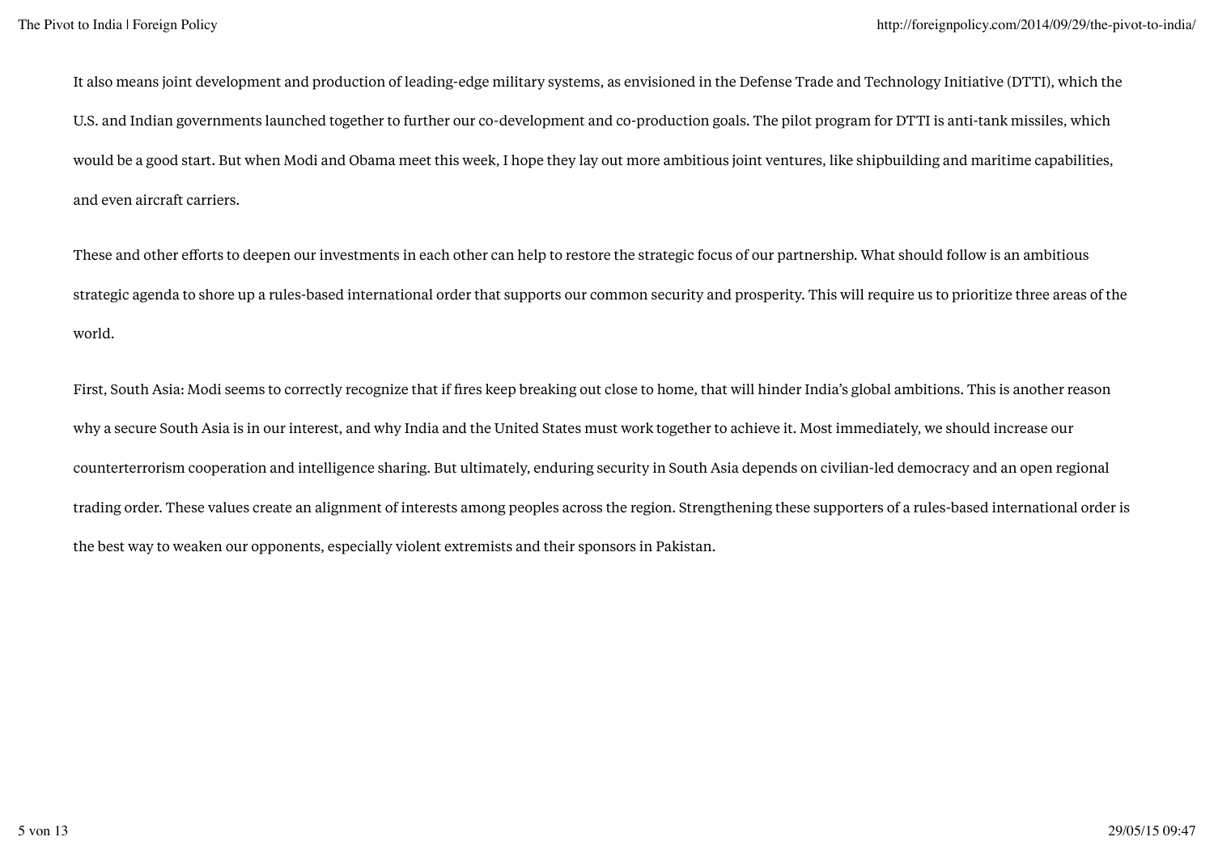It also means joint development and production of leading-edge military systems, as envisioned in the Defense Trade and Technology Initiative (DTTI), which the U.S. and Indian governments launched together to further our co-development and co-production goals. The pilot program for DTTI is anti-tank missiles, which would be a good start. But when Modi and Obama meet this week, I hope they lay out more ambitious joint ventures, like shipbuilding and maritime capabilities, and even aircraft carriers.

These and other efforts to deepen our investments in each other can help to restore the strategic focus of our partnership. What should follow is an ambitious strategic agenda to shore up a rules-based international order that supports our common security and prosperity. This will require us to prioritize three areas of the world.

First, South Asia: Modi seems to correctly recognize that if fires keep breaking out close to home, that will hinder India's global ambitions. This is another reason why a secure South Asia is in our interest, and why India and the United States must work together to achieve it. Most immediately, we should increase our counterterrorism cooperation and intelligence sharing. But ultimately, enduring security in South Asia depends on civilian-led democracy and an open regional trading order. These values create an alignment of interests among peoples across the region. Strengthening these supporters of a rules-based international order is the best way to weaken our opponents, especially violent extremists and their sponsors in Pakistan.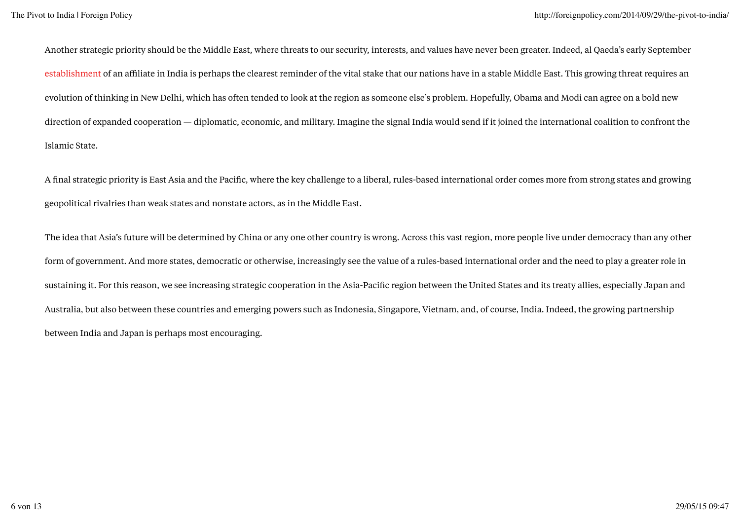Another strategic priority should be the Middle East, where threats to our security, interests, and values have never been greater. Indeed, al Qaeda's early September establishment of an affiliate in India is perhaps the clearest reminder of the vital stake that our nations have in a stable Middle East. This growing threat requires an evolution of thinking in New Delhi, which has often tended to look at the region as someone else's problem. Hopefully, Obama and Modi can agree on a bold new direction of expanded cooperation — diplomatic, economic, and military. Imagine the signal India would send if it joined the international coalition to confront the Islamic State.

A final strategic priority is East Asia and the Pacific, where the key challenge to a liberal, rules-based international order comes more from strong states and growing geopolitical rivalries than weak states and nonstate actors, as in the Middle East.

The idea that Asia's future will be determined by China or any one other country is wrong. Across this vast region, more people live under democracy than any other form of government. And more states, democratic or otherwise, increasingly see the value of a rules-based international order and the need to play a greater role in sustaining it. For this reason, we see increasing strategic cooperation in the Asia-Pacific region between the United States and its treaty allies, especially Japan and Australia, but also between these countries and emerging powers such as Indonesia, Singapore, Vietnam, and, of course, India. Indeed, the growing partnership between India and Japan is perhaps most encouraging.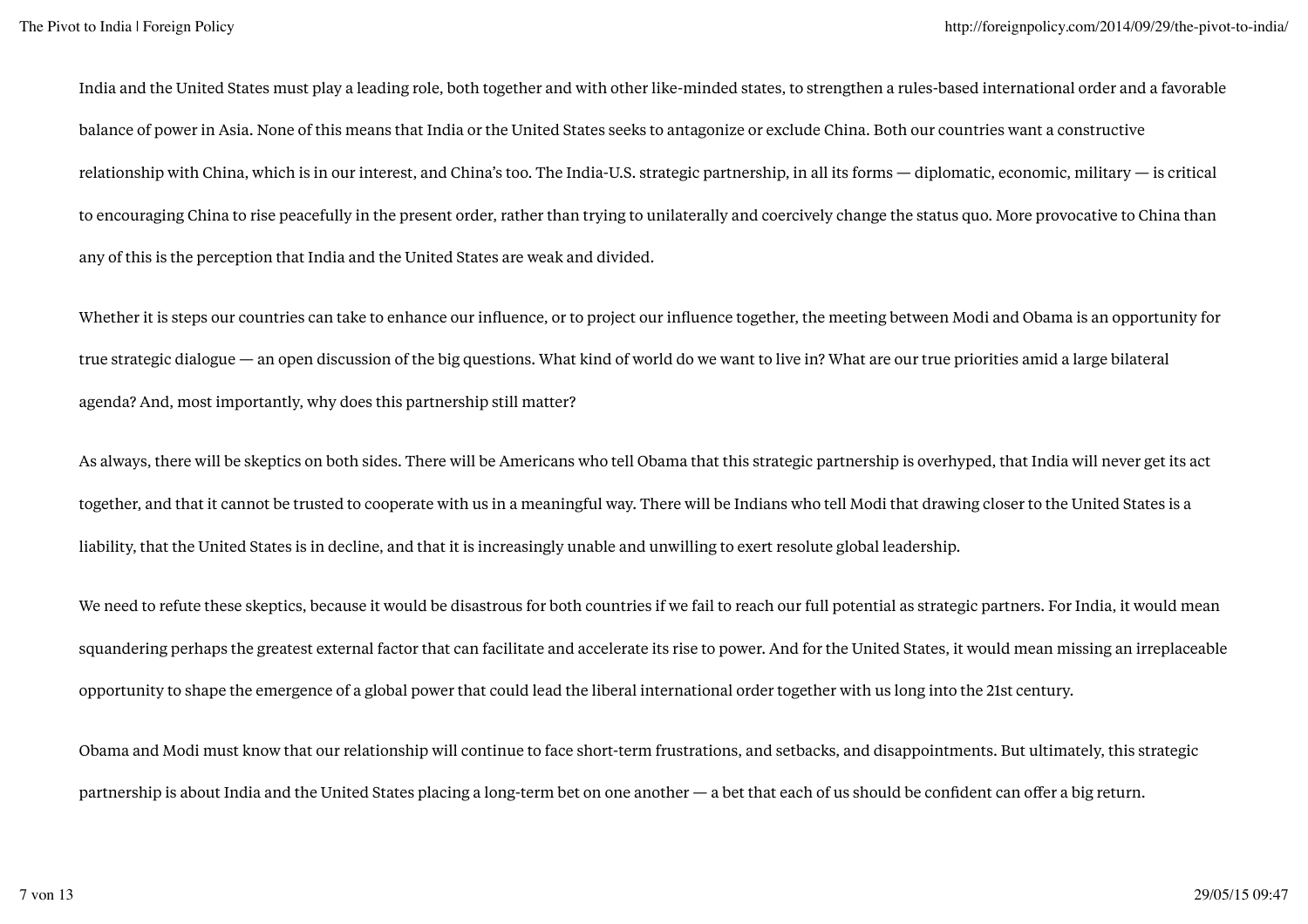India and the United States must play a leading role, both together and with other like-minded states, to strengthen a rules-based international order and a favorable balance of power in Asia. None of this means that India or the United States seeks to antagonize or exclude China. Both our countries want a constructive relationship with China, which is in our interest, and China's too. The India-U.S. strategic partnership, in all its forms — diplomatic, economic, military — is critical to encouraging China to rise peacefully in the present order, rather than trying to unilaterally and coercively change the status quo. More provocative to China than any of this is the perception that India and the United States are weak and divided.

Whether it is steps our countries can take to enhance our influence, or to project our influence together, the meeting between Modi and Obama is an opportunity for true strategic dialogue — an open discussion of the big questions. What kind of world do we want to live in? What are our true priorities amid a large bilateral agenda? And, most importantly, why does this partnership still matter?

As always, there will be skeptics on both sides. There will be Americans who tell Obama that this strategic partnership is overhyped, that India will never get its act together, and that it cannot be trusted to cooperate with us in a meaningful way. There will be Indians who tell Modi that drawing closer to the United States is a liability, that the United States is in decline, and that it is increasingly unable and unwilling to exert resolute global leadership.

We need to refute these skeptics, because it would be disastrous for both countries if we fail to reach our full potential as strategic partners. For India, it would mean squandering perhaps the greatest external factor that can facilitate and accelerate its rise to power. And for the United States, it would mean missing an irreplaceable opportunity to shape the emergence of a global power that could lead the liberal international order together with us long into the 21st century.

Obama and Modi must know that our relationship will continue to face short-term frustrations, and setbacks, and disappointments. But ultimately, this strategic partnership is about India and the United States placing a long-term bet on one another — a bet that each of us should be confident can offer a big return.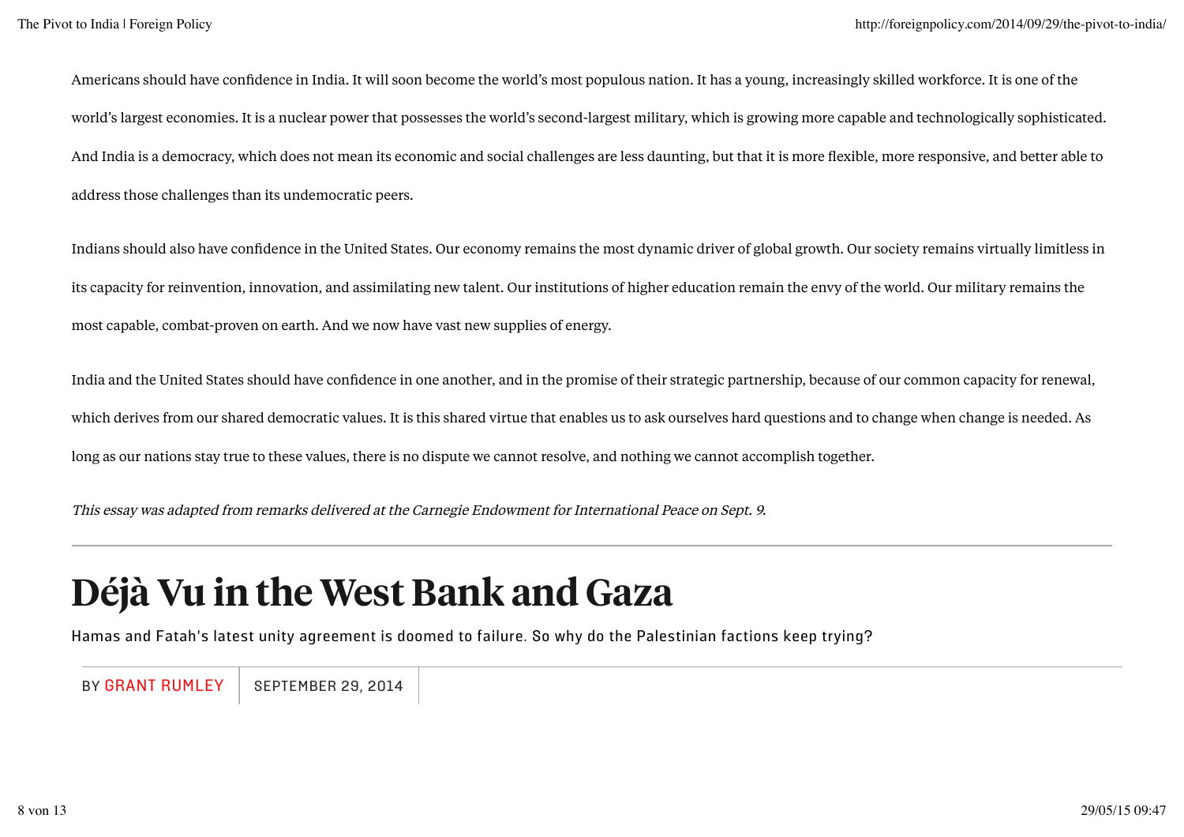Americans should have confidence in India. It will soon become the world's most populous nation. It has a young, increasingly skilled workforce. It is one of the world's largest economies. It is a nuclear power that possesses the world's second-largest military, which is growing more capable and technologically sophisticated. And India is a democracy, which does not mean its economic and social challenges are less daunting, but that it is more flexible, more responsive, and better able to address those challenges than its undemocratic peers.

Indians should also have confidence in the United States. Our economy remains the most dynamic driver of global growth. Our society remains virtually limitless in its capacity for reinvention, innovation, and assimilating new talent. Our institutions of higher education remain the envy of the world. Our military remains the most capable, combat-proven on earth. And we now have vast new supplies of energy.

India and the United States should have confidence in one another, and in the promise of their strategic partnership, because of our common capacity for renewal, which derives from our shared democratic values. It is this shared virtue that enables us to ask ourselves hard questions and to change when change is needed. As long as our nations stay true to these values, there is no dispute we cannot resolve, and nothing we cannot accomplish together.

*This essay was adapted from remarks delivered at the Carnegie Endowment for International Peace on Sept. 9.*

---

# Déjà Vu in the West Bank and Gaza

Hamas and Fatah's latest unity agreement is doomed to failure. So why do the Palestinian factions keep trying?

BY GRANT RUMLEY | SEPTEMBER 29, 2014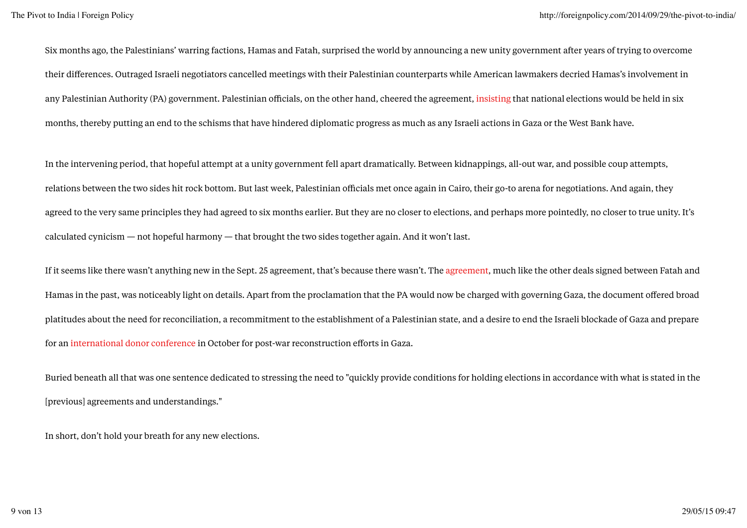Six months ago, the Palestinians' warring factions, Hamas and Fatah, surprised the world by announcing a new unity government after years of trying to overcome their differences. Outraged Israeli negotiators cancelled meetings with their Palestinian counterparts while American lawmakers decried Hamas's involvement in any Palestinian Authority (PA) government. Palestinian officials, on the other hand, cheered the agreement, insisting that national elections would be held in six months, thereby putting an end to the schisms that have hindered diplomatic progress as much as any Israeli actions in Gaza or the West Bank have.

In the intervening period, that hopeful attempt at a unity government fell apart dramatically. Between kidnappings, all-out war, and possible coup attempts, relations between the two sides hit rock bottom. But last week, Palestinian officials met once again in Cairo, their go-to arena for negotiations. And again, they agreed to the very same principles they had agreed to six months earlier. But they are no closer to elections, and perhaps more pointedly, no closer to true unity. It's calculated cynicism — not hopeful harmony — that brought the two sides together again. And it won't last.

If it seems like there wasn't anything new in the Sept. 25 agreement, that's because there wasn't. The agreement, much like the other deals signed between Fatah and Hamas in the past, was noticeably light on details. Apart from the proclamation that the PA would now be charged with governing Gaza, the document offered broad platitudes about the need for reconciliation, a recommitment to the establishment of a Palestinian state, and a desire to end the Israeli blockade of Gaza and prepare for an international donor conference in October for post-war reconstruction efforts in Gaza.

Buried beneath all that was one sentence dedicated to stressing the need to "quickly provide conditions for holding elections in accordance with what is stated in the [previous] agreements and understandings."

In short, don't hold your breath for any new elections.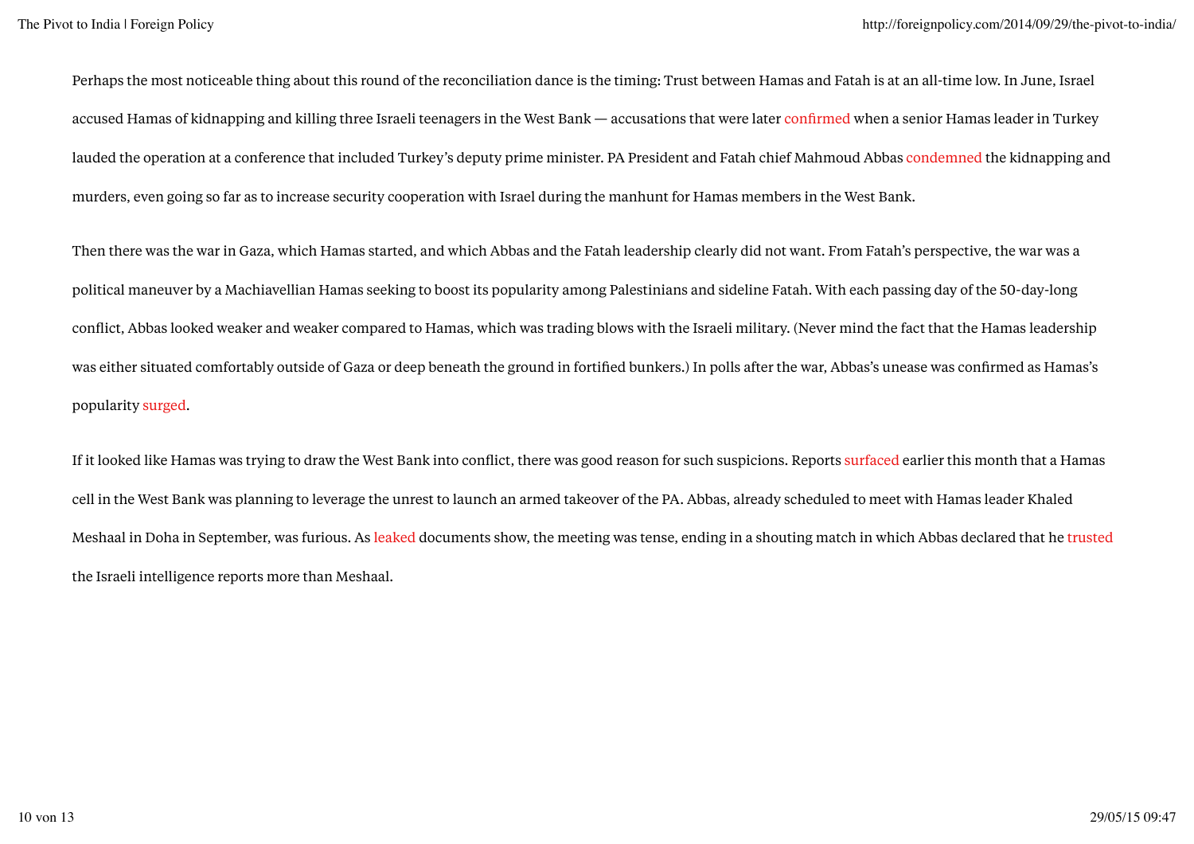Perhaps the most noticeable thing about this round of the reconciliation dance is the timing: Trust between Hamas and Fatah is at an all-time low. In June, Israel accused Hamas of kidnapping and killing three Israeli teenagers in the West Bank — accusations that were later confirmed when a senior Hamas leader in Turkey lauded the operation at a conference that included Turkey's deputy prime minister. PA President and Fatah chief Mahmoud Abbas condemned the kidnapping and murders, even going so far as to increase security cooperation with Israel during the manhunt for Hamas members in the West Bank.

Then there was the war in Gaza, which Hamas started, and which Abbas and the Fatah leadership clearly did not want. From Fatah's perspective, the war was a political maneuver by a Machiavellian Hamas seeking to boost its popularity among Palestinians and sideline Fatah. With each passing day of the 50-day-long conflict, Abbas looked weaker and weaker compared to Hamas, which was trading blows with the Israeli military. (Never mind the fact that the Hamas leadership was either situated comfortably outside of Gaza or deep beneath the ground in fortified bunkers.) In polls after the war, Abbas's unease was confirmed as Hamas's popularity surged.

If it looked like Hamas was trying to draw the West Bank into conflict, there was good reason for such suspicions. Reports surfaced earlier this month that a Hamas cell in the West Bank was planning to leverage the unrest to launch an armed takeover of the PA. Abbas, already scheduled to meet with Hamas leader Khaled Meshaal in Doha in September, was furious. As leaked documents show, the meeting was tense, ending in a shouting match in which Abbas declared that he trusted the Israeli intelligence reports more than Meshaal.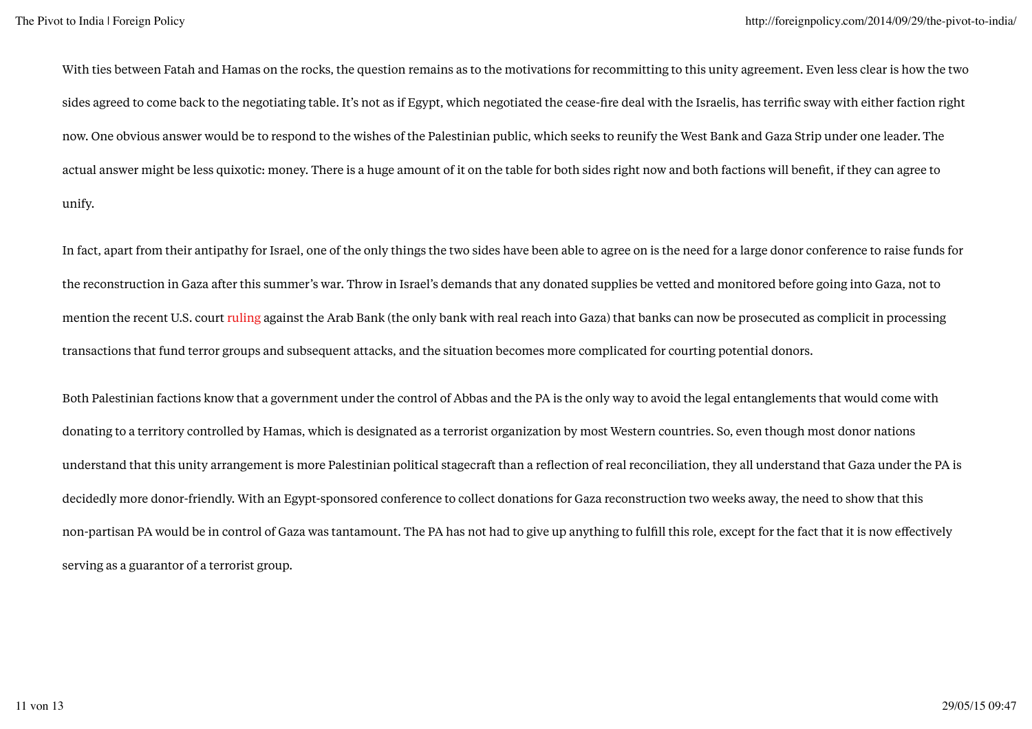With ties between Fatah and Hamas on the rocks, the question remains as to the motivations for recommitting to this unity agreement. Even less clear is how the two sides agreed to come back to the negotiating table. It's not as if Egypt, which negotiated the cease-fire deal with the Israelis, has terrific sway with either faction right now. One obvious answer would be to respond to the wishes of the Palestinian public, which seeks to reunify the West Bank and Gaza Strip under one leader. The actual answer might be less quixotic: money. There is a huge amount of it on the table for both sides right now and both factions will benefit, if they can agree to unify.

In fact, apart from their antipathy for Israel, one of the only things the two sides have been able to agree on is the need for a large donor conference to raise funds for the reconstruction in Gaza after this summer's war. Throw in Israel's demands that any donated supplies be vetted and monitored before going into Gaza, not to mention the recent U.S. court ruling against the Arab Bank (the only bank with real reach into Gaza) that banks can now be prosecuted as complicit in processing transactions that fund terror groups and subsequent attacks, and the situation becomes more complicated for courting potential donors.

Both Palestinian factions know that a government under the control of Abbas and the PA is the only way to avoid the legal entanglements that would come with donating to a territory controlled by Hamas, which is designated as a terrorist organization by most Western countries. So, even though most donor nations understand that this unity arrangement is more Palestinian political stagecraft than a reflection of real reconciliation, they all understand that Gaza under the PA is decidedly more donor-friendly. With an Egypt-sponsored conference to collect donations for Gaza reconstruction two weeks away, the need to show that this non-partisan PA would be in control of Gaza was tantamount. The PA has not had to give up anything to fulfill this role, except for the fact that it is now effectively serving as a guarantor of a terrorist group.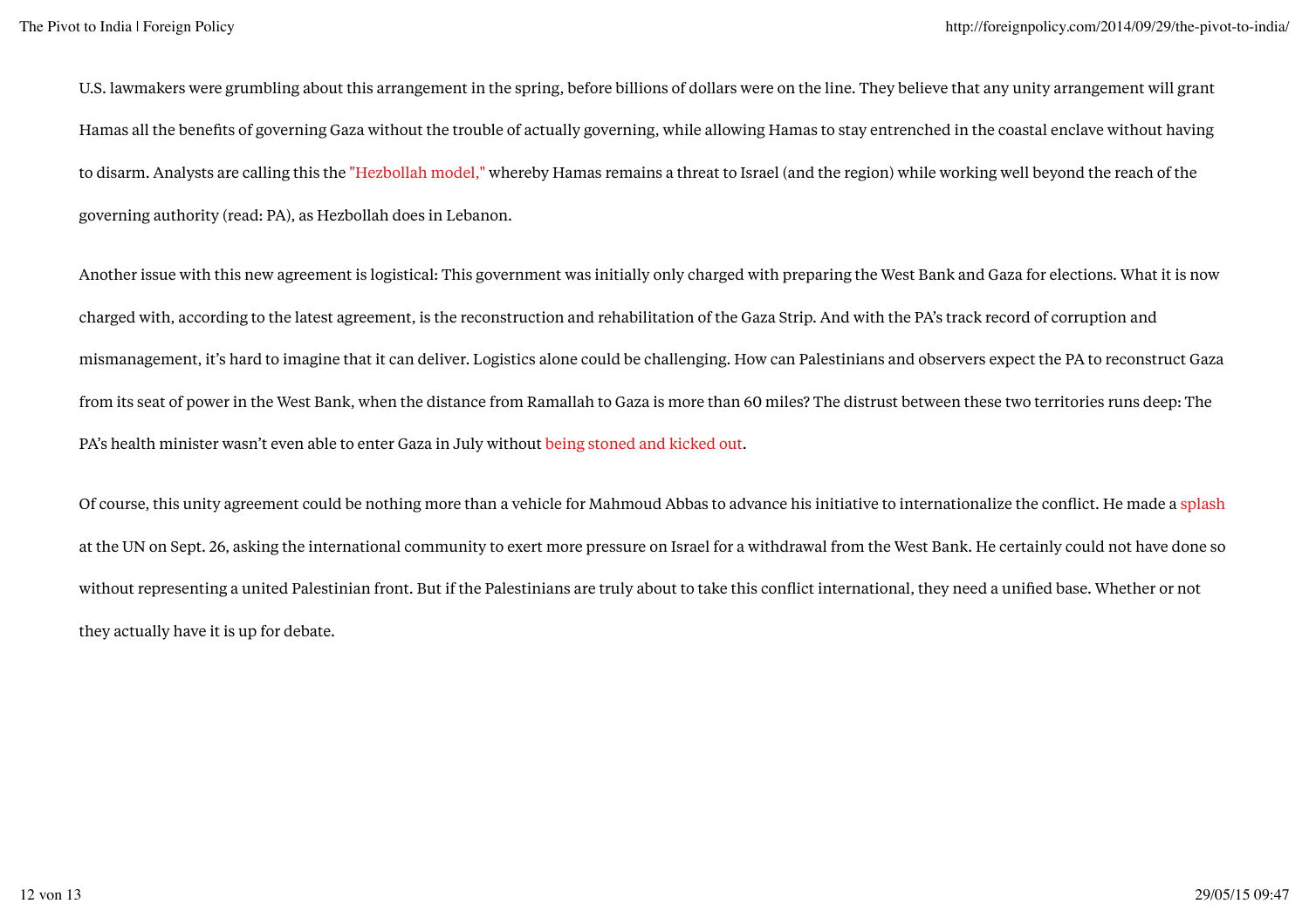U.S. lawmakers were grumbling about this arrangement in the spring, before billions of dollars were on the line. They believe that any unity arrangement will grant Hamas all the benefits of governing Gaza without the trouble of actually governing, while allowing Hamas to stay entrenched in the coastal enclave without having to disarm. Analysts are calling this the "Hezbollah model," whereby Hamas remains a threat to Israel (and the region) while working well beyond the reach of the governing authority (read: PA), as Hezbollah does in Lebanon.

Another issue with this new agreement is logistical: This government was initially only charged with preparing the West Bank and Gaza for elections. What it is now charged with, according to the latest agreement, is the reconstruction and rehabilitation of the Gaza Strip. And with the PA's track record of corruption and mismanagement, it's hard to imagine that it can deliver. Logistics alone could be challenging. How can Palestinians and observers expect the PA to reconstruct Gaza from its seat of power in the West Bank, when the distance from Ramallah to Gaza is more than 60 miles? The distrust between these two territories runs deep: The PA's health minister wasn't even able to enter Gaza in July without being stoned and kicked out.

Of course, this unity agreement could be nothing more than a vehicle for Mahmoud Abbas to advance his initiative to internationalize the conflict. He made a splash at the UN on Sept. 26, asking the international community to exert more pressure on Israel for a withdrawal from the West Bank. He certainly could not have done so without representing a united Palestinian front. But if the Palestinians are truly about to take this conflict international, they need a unified base. Whether or not they actually have it is up for debate.